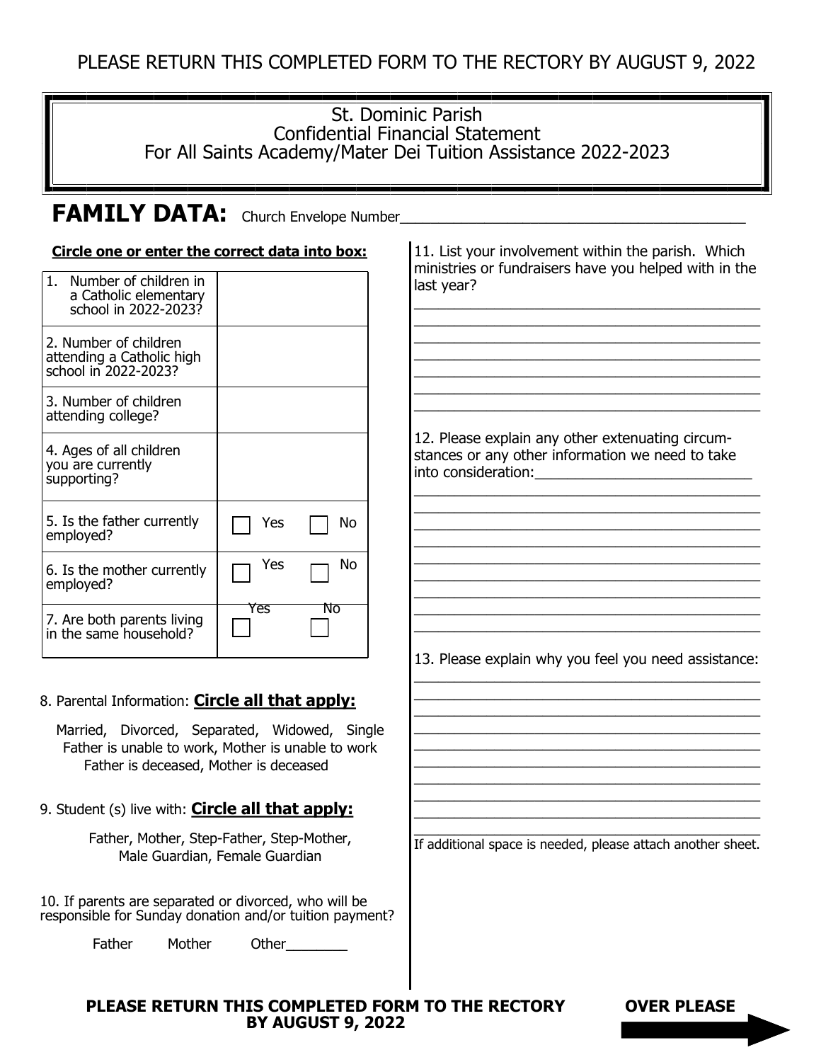PLEASE RETURN THIS COMPLETED FORM TO THE RECTORY BY AUGUST 9, 2022

# St. Dominic Parish
# Confidential Financial Statement
# For All Saints Academy/Mater Dei Tuition Assistance 2022-2023

## FAMILY DATA: Church Envelope Number____________________________________________

**Circle one or enter the correct data into box:**

| | |
|---|---|
| 1. Number of children in a Catholic elementary school in 2022-2023? | |
| 2. Number of children attending a Catholic high school in 2022-2023? | |
| 3. Number of children attending college? | |
| 4. Ages of all children you are currently supporting? | |
| 5. Is the father currently employed? | ☐ Yes ☐ No |
| 6. Is the mother currently employed? | ☐ Yes ☐ No |
| 7. Are both parents living in the same household? | ☐ Yes ☐ No |

8. Parental Information: **Circle all that apply:**

Married, Divorced, Separated, Widowed, Single
Father is unable to work, Mother is unable to work
Father is deceased, Mother is deceased

9. Student (s) live with: **Circle all that apply:**

Father, Mother, Step-Father, Step-Mother,
Male Guardian, Female Guardian

10. If parents are separated or divorced, who will be responsible for Sunday donation and/or tuition payment?

Father Mother Other________

11. List your involvement within the parish. Which ministries or fundraisers have you helped with in the last year?

____________________________________________
____________________________________________
____________________________________________
____________________________________________
____________________________________________
____________________________________________

12. Please explain any other extenuating circumstances or any other information we need to take into consideration:___________________________

____________________________________________
____________________________________________
____________________________________________
____________________________________________
____________________________________________
____________________________________________
____________________________________________
____________________________________________
____________________________________________

13. Please explain why you feel you need assistance:

____________________________________________
____________________________________________
____________________________________________
____________________________________________
____________________________________________
____________________________________________
____________________________________________
____________________________________________
____________________________________________

If additional space is needed, please attach another sheet.

**PLEASE RETURN THIS COMPLETED FORM TO THE RECTORY BY AUGUST 9, 2022**

**OVER PLEASE**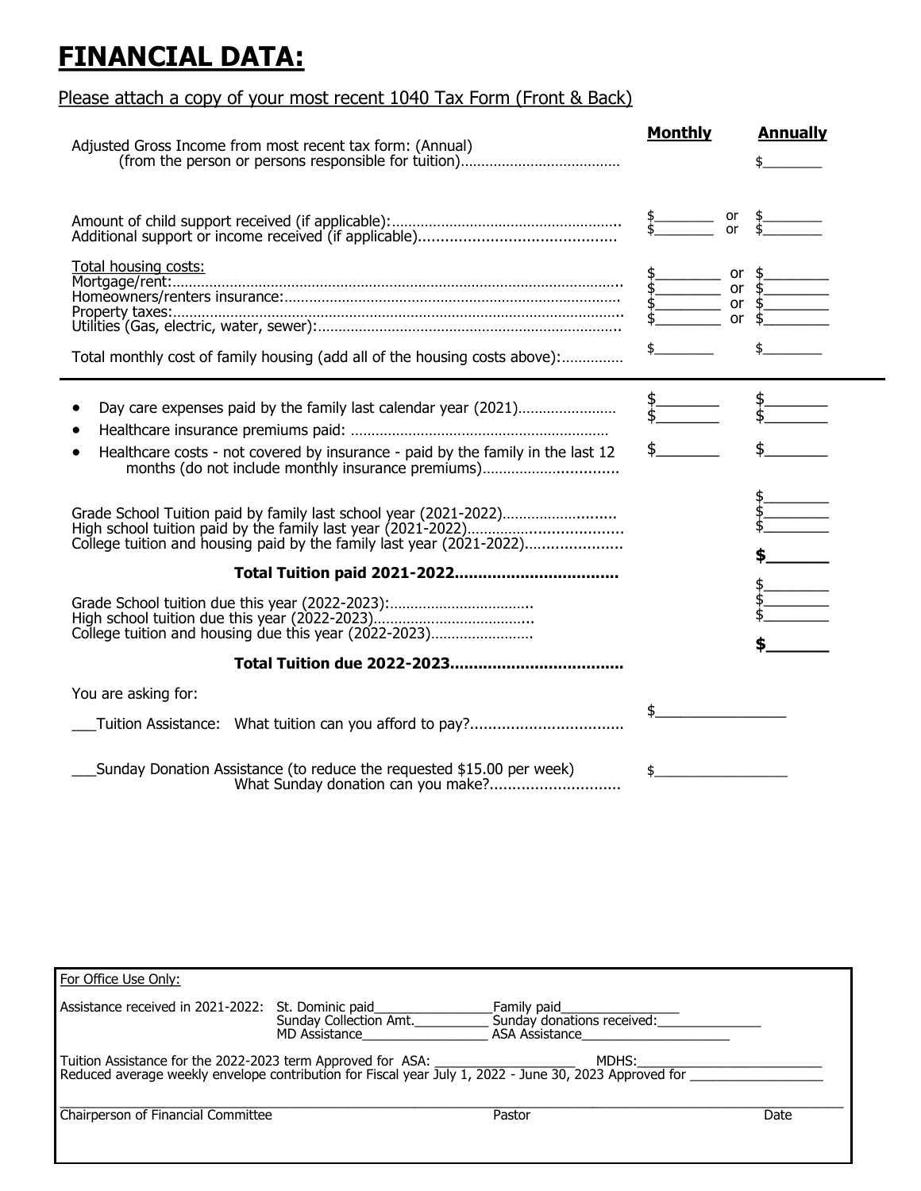# FINANCIAL DATA:

Please attach a copy of your most recent 1040 Tax Form (Front & Back)

| | Monthly | | Annually |
|---|---|---|---|
| Adjusted Gross Income from most recent tax form: (Annual) (from the person or persons responsible for tuition)...................................... | | | $________ |
| Amount of child support received (if applicable):...................................................... | $________ | or | $________ |
| Additional support or income received (if applicable)........................................... | $________ | or | $________ |
| Total housing costs: | | | |
| Mortgage/rent:............................................................................................................ | $________ | or | $________ |
| Homeowners/renters insurance:................................................................................ | $________ | or | $________ |
| Property taxes:............................................................................................................ | $________ | or | $________ |
| Utilities (Gas, electric, water, sewer):........................................................................ | $________ | or | $________ |
| Total monthly cost of family housing (add all of the housing costs above):.............. | $________ | | $________ |

| | Monthly | Annually |
|---|---|---|
| • Day care expenses paid by the family last calendar year (2021)....................... | $________ | $________ |
| • Healthcare insurance premiums paid: .............................................................. | $________ | $________ |
| • Healthcare costs - not covered by insurance - paid by the family in the last 12 months (do not include monthly insurance premiums)................................ | $________ | $________ |
| Grade School Tuition paid by family last school year (2021-2022).......................... | | $________ |
| High school tuition paid by the family last year (2021-2022).................................... | | $________ |
| College tuition and housing paid by the family last year (2021-2022)..................... | | $________ |
| **Total Tuition paid 2021-2022..................................** | | **$______** |
| Grade School tuition due this year (2022-2023):.................................. | | $________ |
| High school tuition due this year (2022-2023)...................................... | | $________ |
| College tuition and housing due this year (2022-2023)........................ | | $________ |
| **Total Tuition due 2022-2023....................................** | | **$______** |

You are asking for:

___Tuition Assistance: What tuition can you afford to pay?................................. $________________

___Sunday Donation Assistance (to reduce the requested $15.00 per week) What Sunday donation can you make?............................ $_________________

---

For Office Use Only:

Assistance received in 2021-2022: St. Dominic paid________________ Family paid________________
Sunday Collection Amt.__________ Sunday donations received:______________
MD Assistance_________________ ASA Assistance____________________

Tuition Assistance for the 2022-2023 term Approved for ASA: ____________________ MDHS:_________________________
Reduced average weekly envelope contribution for Fiscal year July 1, 2022 - June 30, 2023 Approved for __________________

______________________________________________________________________________________________

Chairperson of Financial Committee Pastor Date